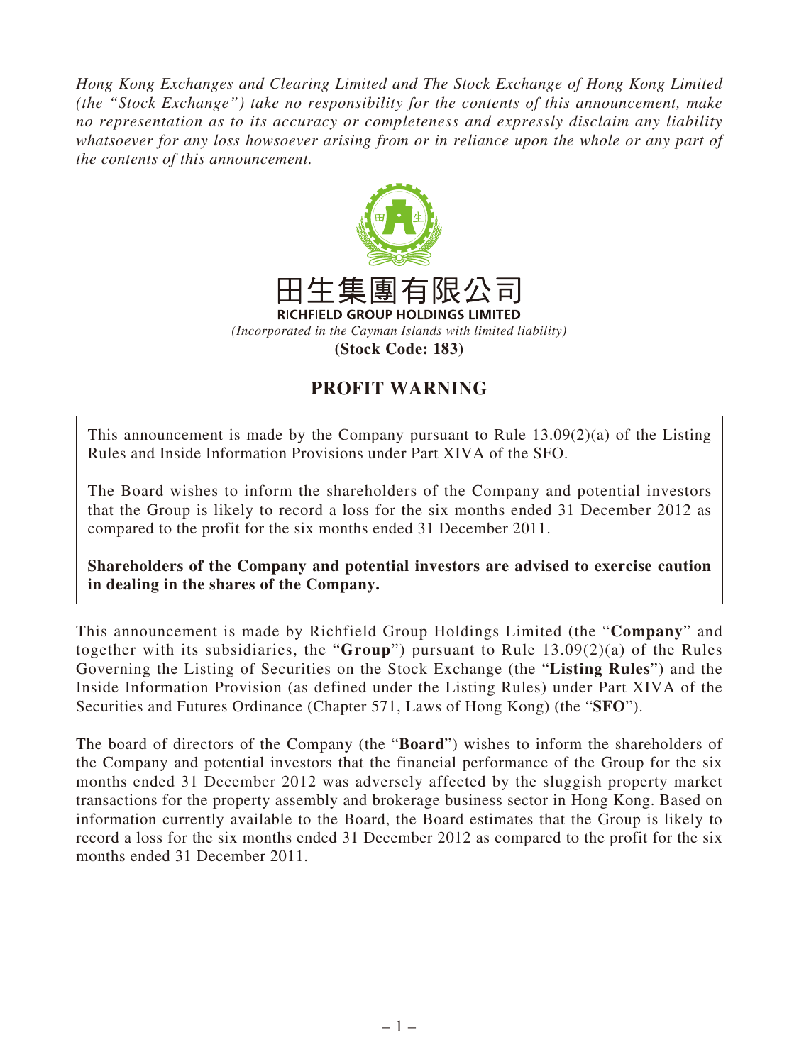*Hong Kong Exchanges and Clearing Limited and The Stock Exchange of Hong Kong Limited (the "Stock Exchange") take no responsibility for the contents of this announcement, make no representation as to its accuracy or completeness and expressly disclaim any liability whatsoever for any loss howsoever arising from or in reliance upon the whole or any part of the contents of this announcement.*

田生集團有限公司

**RICHFIELD GROUP HOLDINGS LIMITED**

*(Incorporated in the Cayman Islands with limited liability)*

**(Stock Code: 183)**

# PROFIT WARNING

This announcement is made by the Company pursuant to Rule 13.09(2)(a) of the Listing Rules and Inside Information Provisions under Part XIVA of the SFO.

The Board wishes to inform the shareholders of the Company and potential investors that the Group is likely to record a loss for the six months ended 31 December 2012 as compared to the profit for the six months ended 31 December 2011.

**Shareholders of the Company and potential investors are advised to exercise caution in dealing in the shares of the Company.**

This announcement is made by Richfield Group Holdings Limited (the "**Company**" and together with its subsidiaries, the "**Group**") pursuant to Rule 13.09(2)(a) of the Rules Governing the Listing of Securities on the Stock Exchange (the "**Listing Rules**") and the Inside Information Provision (as defined under the Listing Rules) under Part XIVA of the Securities and Futures Ordinance (Chapter 571, Laws of Hong Kong) (the "**SFO**").

The board of directors of the Company (the "**Board**") wishes to inform the shareholders of the Company and potential investors that the financial performance of the Group for the six months ended 31 December 2012 was adversely affected by the sluggish property market transactions for the property assembly and brokerage business sector in Hong Kong. Based on information currently available to the Board, the Board estimates that the Group is likely to record a loss for the six months ended 31 December 2012 as compared to the profit for the six months ended 31 December 2011.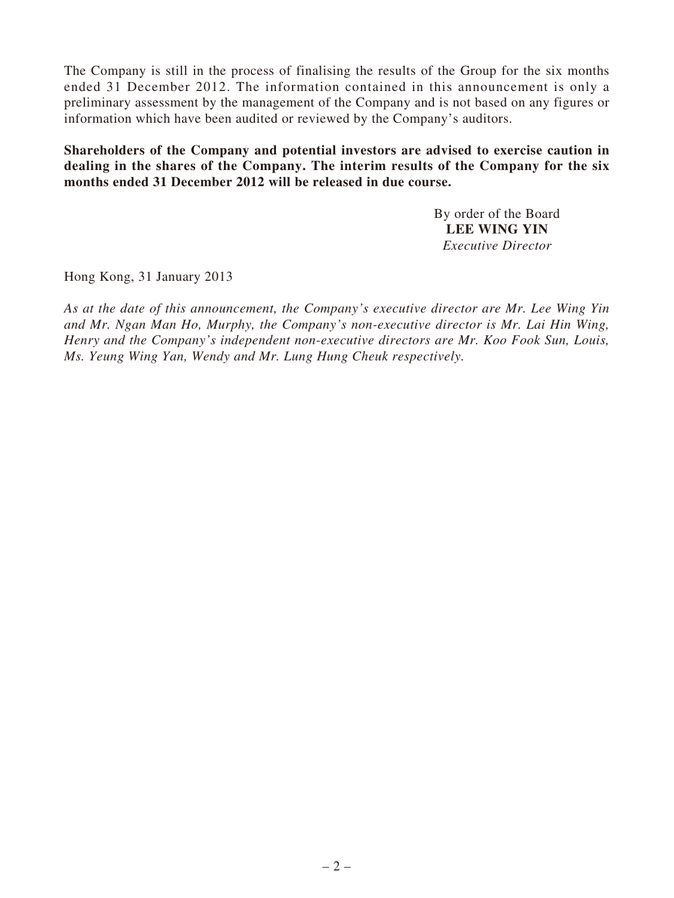The Company is still in the process of finalising the results of the Group for the six months ended 31 December 2012. The information contained in this announcement is only a preliminary assessment by the management of the Company and is not based on any figures or information which have been audited or reviewed by the Company's auditors.

**Shareholders of the Company and potential investors are advised to exercise caution in dealing in the shares of the Company. The interim results of the Company for the six months ended 31 December 2012 will be released in due course.**

By order of the Board
**LEE WING YIN**
*Executive Director*

Hong Kong, 31 January 2013

*As at the date of this announcement, the Company's executive director are Mr. Lee Wing Yin and Mr. Ngan Man Ho, Murphy, the Company's non-executive director is Mr. Lai Hin Wing, Henry and the Company's independent non-executive directors are Mr. Koo Fook Sun, Louis, Ms. Yeung Wing Yan, Wendy and Mr. Lung Hung Cheuk respectively.*